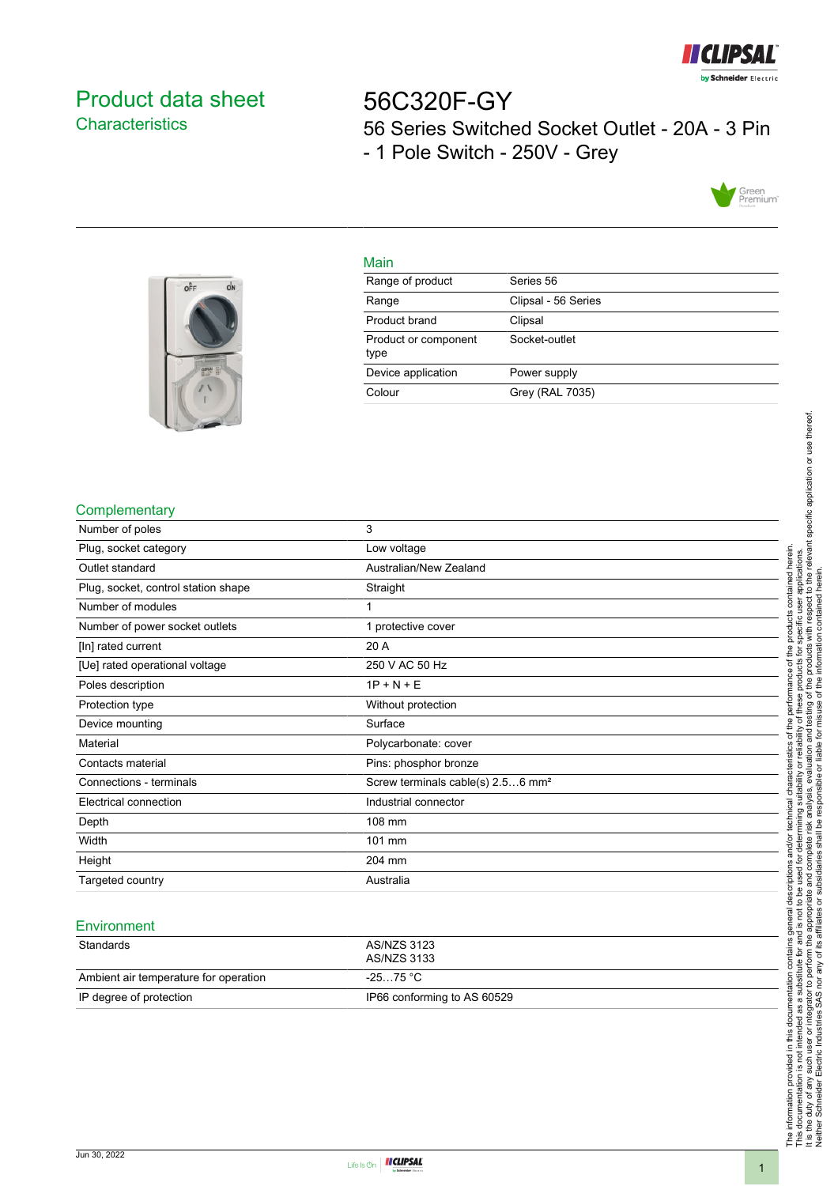# Product data sheet

## Characteristics

# 56C320F-GY

56 Series Switched Socket Outlet - 20A - 3 Pin - 1 Pole Switch - 250V - Grey

## Main

| | |
|---|---|
| Range of product | Series 56 |
| Range | Clipsal - 56 Series |
| Product brand | Clipsal |
| Product or component type | Socket-outlet |
| Device application | Power supply |
| Colour | Grey (RAL 7035) |

## Complementary

| | |
|---|---|
| Number of poles | 3 |
| Plug, socket category | Low voltage |
| Outlet standard | Australian/New Zealand |
| Plug, socket, control station shape | Straight |
| Number of modules | 1 |
| Number of power socket outlets | 1 protective cover |
| [In] rated current | 20 A |
| [Ue] rated operational voltage | 250 V AC 50 Hz |
| Poles description | 1P + N + E |
| Protection type | Without protection |
| Device mounting | Surface |
| Material | Polycarbonate: cover |
| Contacts material | Pins: phosphor bronze |
| Connections - terminals | Screw terminals cable(s) 2.5…6 mm² |
| Electrical connection | Industrial connector |
| Depth | 108 mm |
| Width | 101 mm |
| Height | 204 mm |
| Targeted country | Australia |

## Environment

| | |
|---|---|
| Standards | AS/NZS 3123<br>AS/NZS 3133 |
| Ambient air temperature for operation | -25…75 °C |
| IP degree of protection | IP66 conforming to AS 60529 |

The information provided in this documentation contains general descriptions and/or technical characteristics of the performance of the products contained herein. This documentation is not intended as a substitute for and is not to be used for determining suitability or reliability of these products for specific user applications. It is the duty of any such user or integrator to perform the appropriate and complete risk analysis, evaluation and testing of the products with respect to the relevant specific application or use thereof. Neither Schneider Electric Industries SAS nor any of its affiliates or subsidiaries shall be responsible or liable for misuse of the information contained herein.

Jun 30, 2022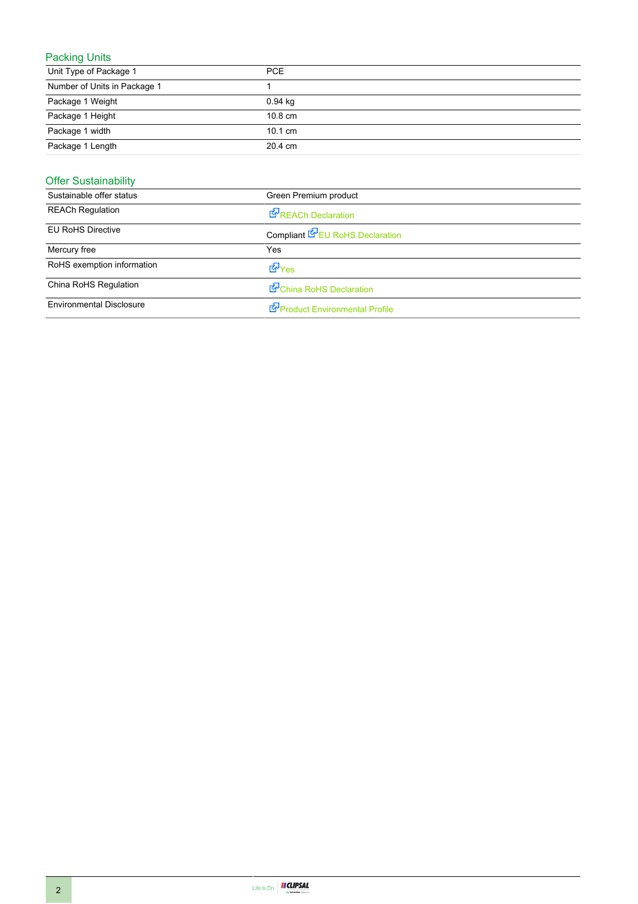## Packing Units

| | |
|---|---|
| Unit Type of Package 1 | PCE |
| Number of Units in Package 1 | 1 |
| Package 1 Weight | 0.94 kg |
| Package 1 Height | 10.8 cm |
| Package 1 width | 10.1 cm |
| Package 1 Length | 20.4 cm |

## Offer Sustainability

| | |
|---|---|
| Sustainable offer status | Green Premium product |
| REACh Regulation | REACh Declaration |
| EU RoHS Directive | Compliant EU RoHS Declaration |
| Mercury free | Yes |
| RoHS exemption information | Yes |
| China RoHS Regulation | China RoHS Declaration |
| Environmental Disclosure | Product Environmental Profile |